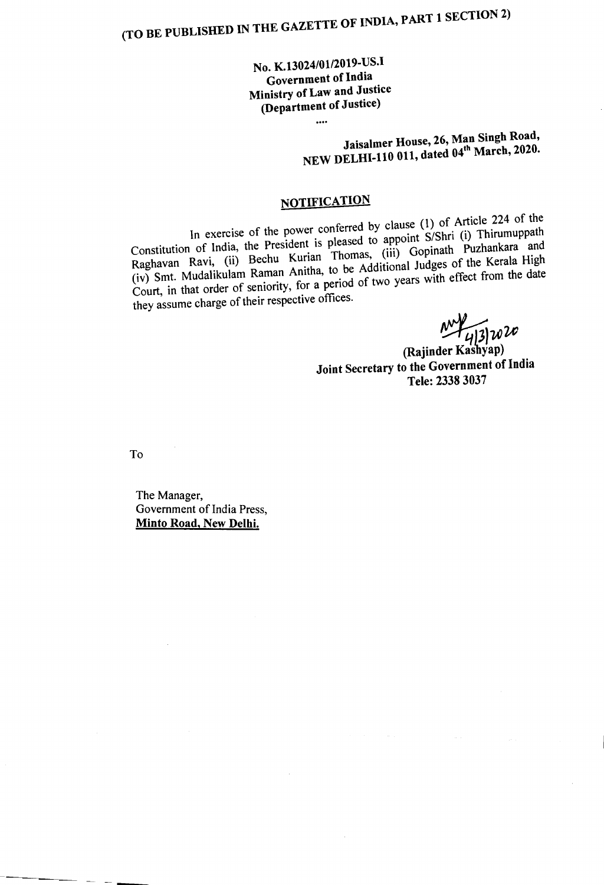**(TO BE PUBLISHED IN THE GAZETTE OF INDIA, PART 1 SECTION 2)**

**No. K.13024/01/2019-US.I**
**Government of India**
**Ministry of Law and Justice**
**(Department of Justice)**

....

**Jaisalmer House, 26, Man Singh Road,**
**NEW DELHI-110 011, dated 04th March, 2020.**

## NOTIFICATION

In exercise of the power conferred by clause (1) of Article 224 of the Constitution of India, the President is pleased to appoint S/Shri (i) Thirumuppath Raghavan Ravi, (ii) Bechu Kurian Thomas, (iii) Gopinath Puzhankara and (iv) Smt. Mudalikulam Raman Anitha, to be Additional Judges of the Kerala High Court, in that order of seniority, for a period of two years with effect from the date they assume charge of their respective offices.

4/3/2020

**(Rajinder Kashyap)**
**Joint Secretary to the Government of India**
**Tele: 2338 3037**

To

The Manager,
Government of India Press,
**Minto Road, New Delhi.**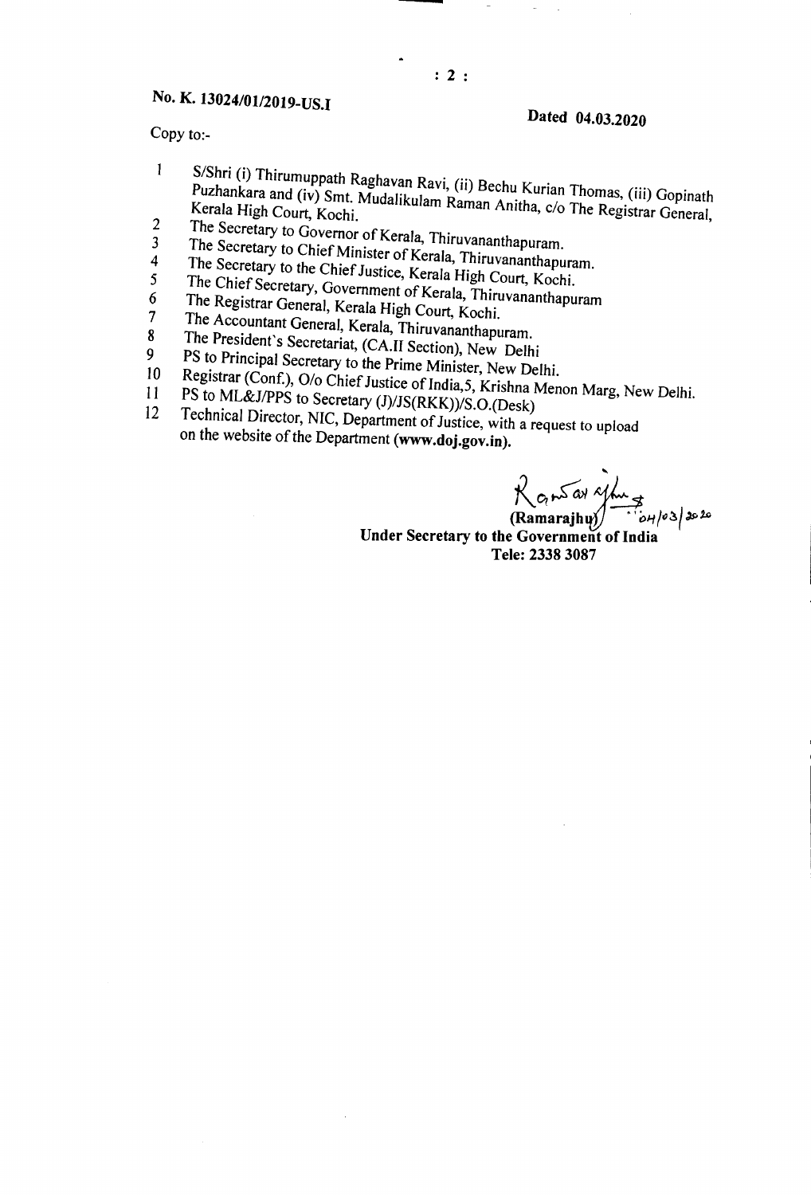**No. K. 13024/01/2019-US.I**

**Dated 04.03.2020**

Copy to:-

1. S/Shri (i) Thirumuppath Raghavan Ravi, (ii) Bechu Kurian Thomas, (iii) Gopinath Puzhankara and (iv) Smt. Mudalikulam Raman Anitha, c/o The Registrar General, Kerala High Court, Kochi.
2. The Secretary to Governor of Kerala, Thiruvananthapuram.
3. The Secretary to Chief Minister of Kerala, Thiruvananthapuram.
4. The Secretary to the Chief Justice, Kerala High Court, Kochi.
5. The Chief Secretary, Government of Kerala, Thiruvananthapuram
6. The Registrar General, Kerala High Court, Kochi.
7. The Accountant General, Kerala, Thiruvananthapuram.
8. The President's Secretariat, (CA.II Section), New Delhi
9. PS to Principal Secretary to the Prime Minister, New Delhi.
10. Registrar (Conf.), O/o Chief Justice of India,5, Krishna Menon Marg, New Delhi.
11. PS to ML&J/PPS to Secretary (J)/JS(RKK))/S.O.(Desk)
12. Technical Director, NIC, Department of Justice, with a request to upload on the website of the Department (**www.doj.gov.in**).

04/03/2020

**(Ramarajhu)**
**Under Secretary to the Government of India**
**Tele: 2338 3087**